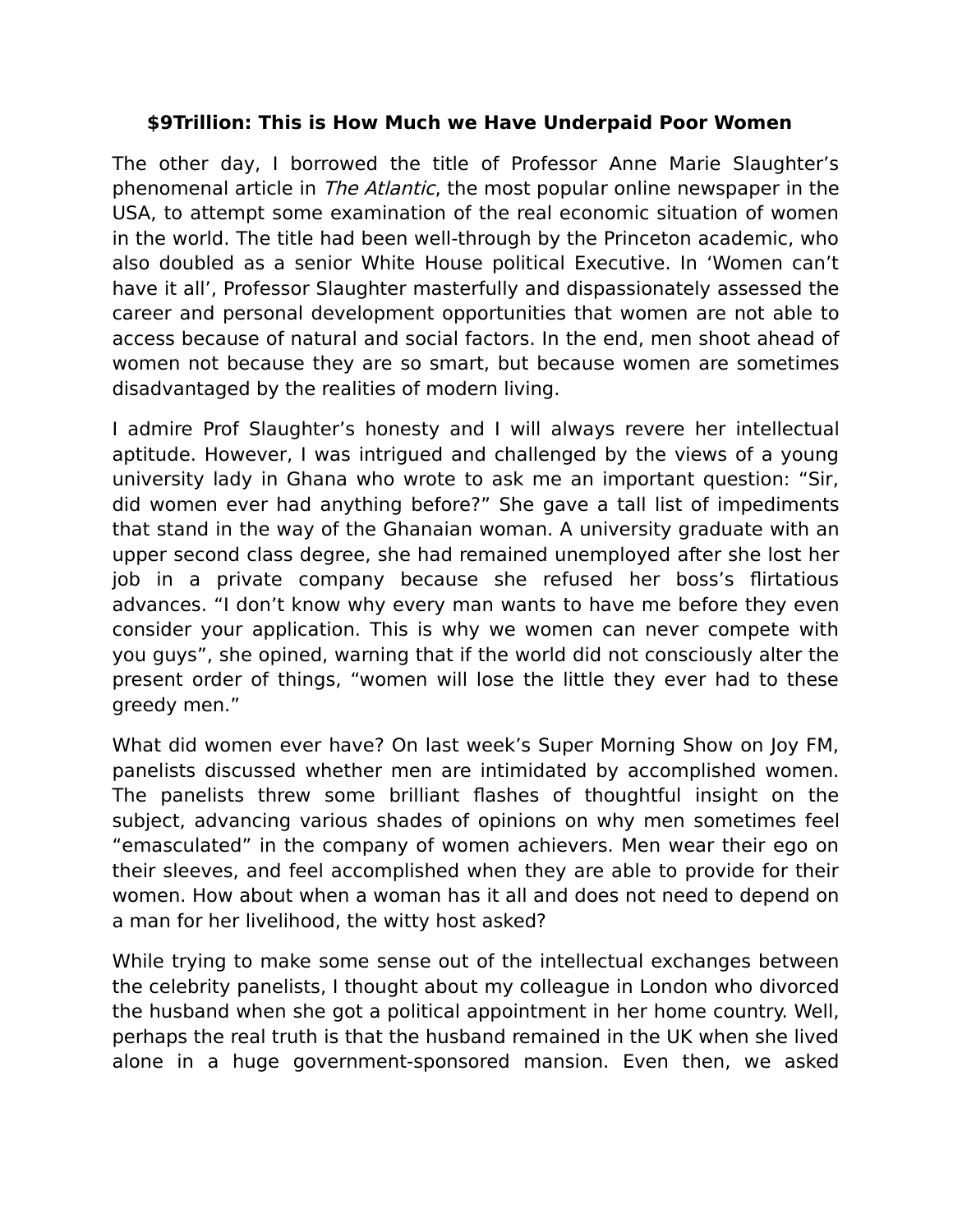# $9Trillion: This is How Much we Have Underpaid Poor Women

The other day, I borrowed the title of Professor Anne Marie Slaughter's phenomenal article in *The Atlantic*, the most popular online newspaper in the USA, to attempt some examination of the real economic situation of women in the world. The title had been well-through by the Princeton academic, who also doubled as a senior White House political Executive. In 'Women can't have it all', Professor Slaughter masterfully and dispassionately assessed the career and personal development opportunities that women are not able to access because of natural and social factors. In the end, men shoot ahead of women not because they are so smart, but because women are sometimes disadvantaged by the realities of modern living.

I admire Prof Slaughter's honesty and I will always revere her intellectual aptitude. However, I was intrigued and challenged by the views of a young university lady in Ghana who wrote to ask me an important question: "Sir, did women ever had anything before?" She gave a tall list of impediments that stand in the way of the Ghanaian woman. A university graduate with an upper second class degree, she had remained unemployed after she lost her job in a private company because she refused her boss's flirtatious advances. "I don't know why every man wants to have me before they even consider your application. This is why we women can never compete with you guys", she opined, warning that if the world did not consciously alter the present order of things, "women will lose the little they ever had to these greedy men."

What did women ever have? On last week's Super Morning Show on Joy FM, panelists discussed whether men are intimidated by accomplished women. The panelists threw some brilliant flashes of thoughtful insight on the subject, advancing various shades of opinions on why men sometimes feel "emasculated" in the company of women achievers. Men wear their ego on their sleeves, and feel accomplished when they are able to provide for their women. How about when a woman has it all and does not need to depend on a man for her livelihood, the witty host asked?

While trying to make some sense out of the intellectual exchanges between the celebrity panelists, I thought about my colleague in London who divorced the husband when she got a political appointment in her home country. Well, perhaps the real truth is that the husband remained in the UK when she lived alone in a huge government-sponsored mansion. Even then, we asked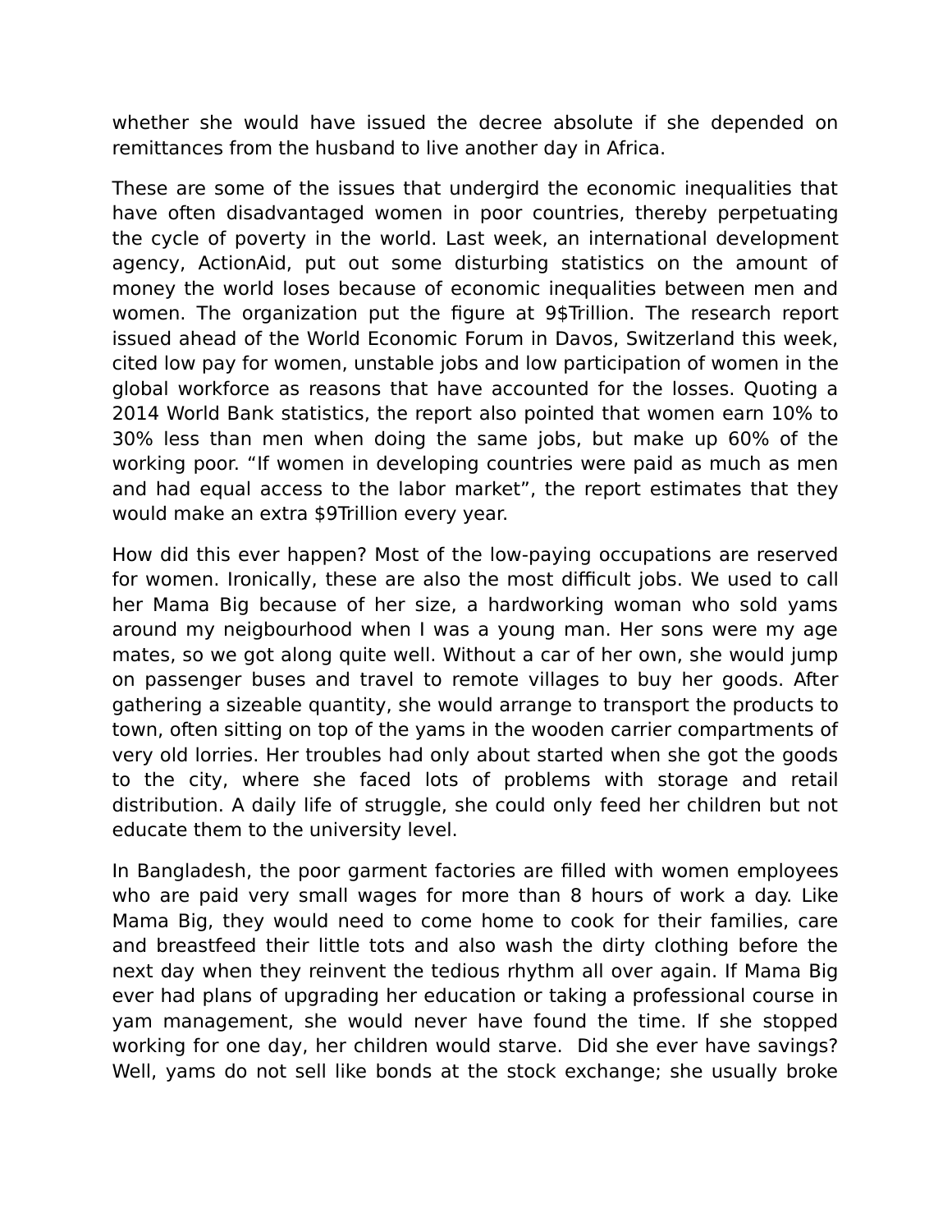whether she would have issued the decree absolute if she depended on remittances from the husband to live another day in Africa.

These are some of the issues that undergird the economic inequalities that have often disadvantaged women in poor countries, thereby perpetuating the cycle of poverty in the world. Last week, an international development agency, ActionAid, put out some disturbing statistics on the amount of money the world loses because of economic inequalities between men and women. The organization put the figure at 9$Trillion. The research report issued ahead of the World Economic Forum in Davos, Switzerland this week, cited low pay for women, unstable jobs and low participation of women in the global workforce as reasons that have accounted for the losses. Quoting a 2014 World Bank statistics, the report also pointed that women earn 10% to 30% less than men when doing the same jobs, but make up 60% of the working poor. “If women in developing countries were paid as much as men and had equal access to the labor market”, the report estimates that they would make an extra $9Trillion every year.

How did this ever happen? Most of the low-paying occupations are reserved for women. Ironically, these are also the most difficult jobs. We used to call her Mama Big because of her size, a hardworking woman who sold yams around my neigbourhood when I was a young man. Her sons were my age mates, so we got along quite well. Without a car of her own, she would jump on passenger buses and travel to remote villages to buy her goods. After gathering a sizeable quantity, she would arrange to transport the products to town, often sitting on top of the yams in the wooden carrier compartments of very old lorries. Her troubles had only about started when she got the goods to the city, where she faced lots of problems with storage and retail distribution. A daily life of struggle, she could only feed her children but not educate them to the university level.

In Bangladesh, the poor garment factories are filled with women employees who are paid very small wages for more than 8 hours of work a day. Like Mama Big, they would need to come home to cook for their families, care and breastfeed their little tots and also wash the dirty clothing before the next day when they reinvent the tedious rhythm all over again. If Mama Big ever had plans of upgrading her education or taking a professional course in yam management, she would never have found the time. If she stopped working for one day, her children would starve. Did she ever have savings? Well, yams do not sell like bonds at the stock exchange; she usually broke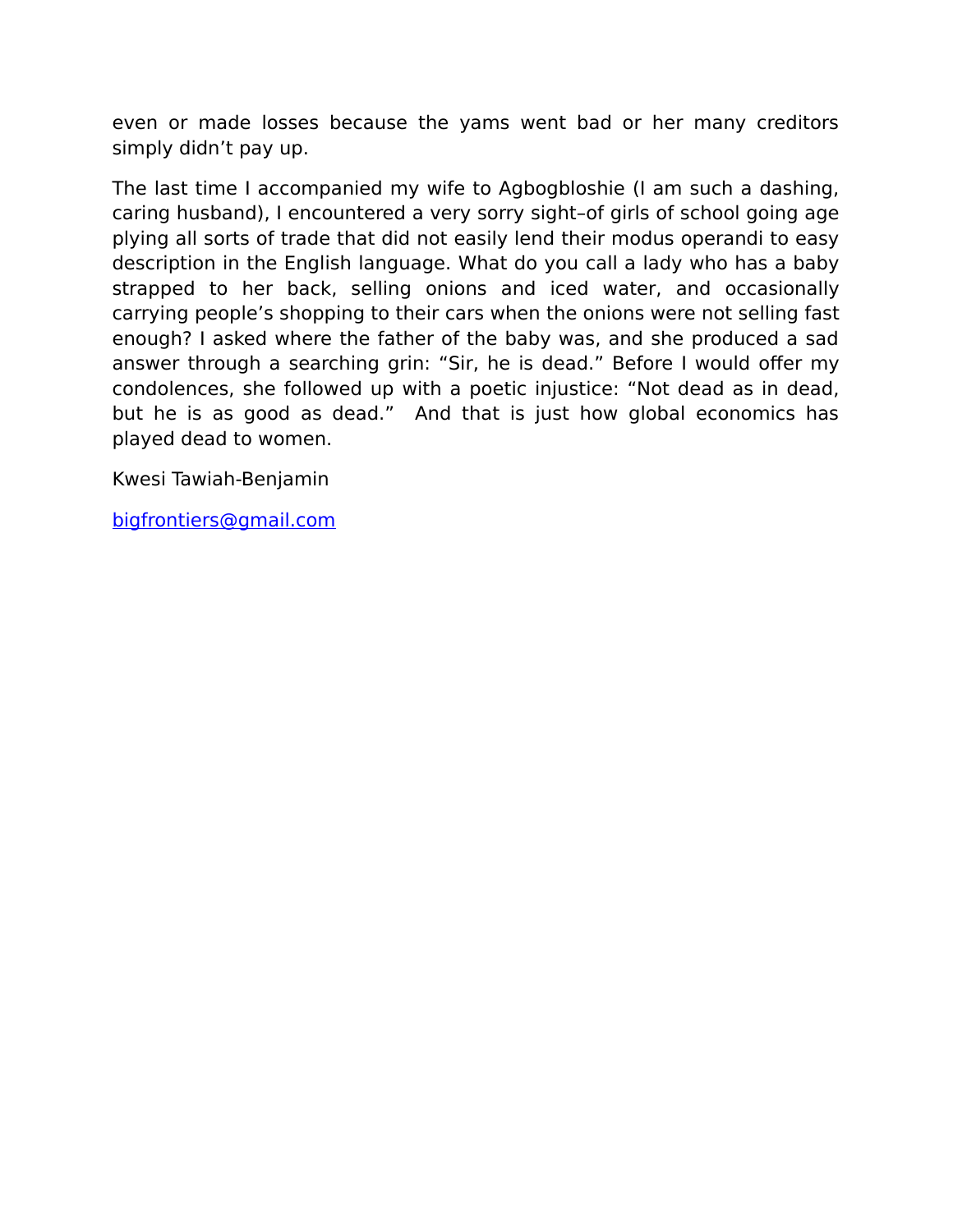even or made losses because the yams went bad or her many creditors simply didn't pay up.

The last time I accompanied my wife to Agbogbloshie (I am such a dashing, caring husband), I encountered a very sorry sight–of girls of school going age plying all sorts of trade that did not easily lend their modus operandi to easy description in the English language. What do you call a lady who has a baby strapped to her back, selling onions and iced water, and occasionally carrying people's shopping to their cars when the onions were not selling fast enough? I asked where the father of the baby was, and she produced a sad answer through a searching grin: "Sir, he is dead." Before I would offer my condolences, she followed up with a poetic injustice: "Not dead as in dead, but he is as good as dead." And that is just how global economics has played dead to women.

Kwesi Tawiah-Benjamin

bigfrontiers@gmail.com